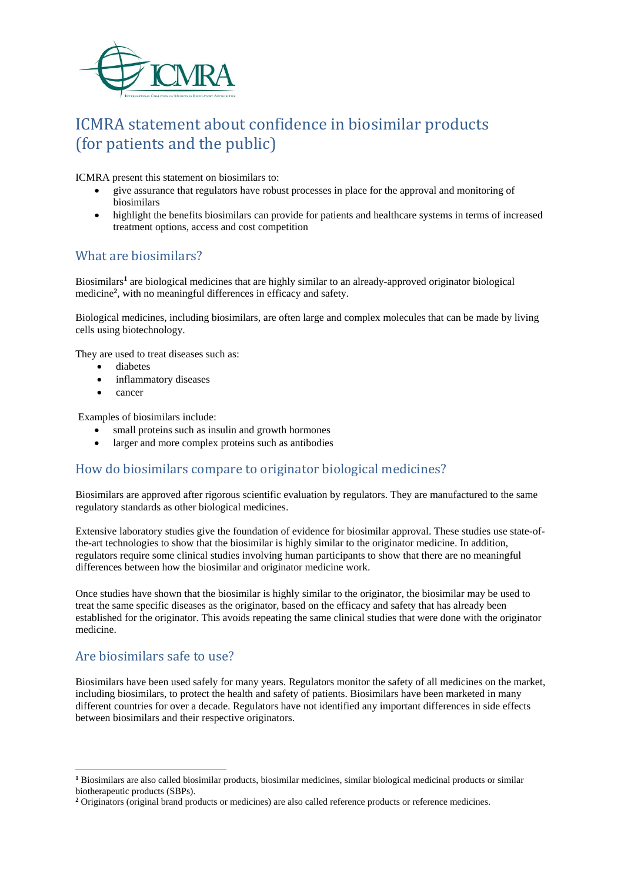# ICMRA statement about confidence in biosimilar products (for patients and the public)

ICMRA present this statement on biosimilars to:

- give assurance that regulators have robust processes in place for the approval and monitoring of biosimilars
- highlight the benefits biosimilars can provide for patients and healthcare systems in terms of increased treatment options, access and cost competition

## What are biosimilars?

Biosimilars[1] are biological medicines that are highly similar to an already-approved originator biological medicine[2], with no meaningful differences in efficacy and safety.

Biological medicines, including biosimilars, are often large and complex molecules that can be made by living cells using biotechnology.

They are used to treat diseases such as:

- diabetes
- inflammatory diseases
- cancer

Examples of biosimilars include:

- small proteins such as insulin and growth hormones
- larger and more complex proteins such as antibodies

## How do biosimilars compare to originator biological medicines?

Biosimilars are approved after rigorous scientific evaluation by regulators. They are manufactured to the same regulatory standards as other biological medicines.

Extensive laboratory studies give the foundation of evidence for biosimilar approval. These studies use state-of-the-art technologies to show that the biosimilar is highly similar to the originator medicine. In addition, regulators require some clinical studies involving human participants to show that there are no meaningful differences between how the biosimilar and originator medicine work.

Once studies have shown that the biosimilar is highly similar to the originator, the biosimilar may be used to treat the same specific diseases as the originator, based on the efficacy and safety that has already been established for the originator. This avoids repeating the same clinical studies that were done with the originator medicine.

## Are biosimilars safe to use?

Biosimilars have been used safely for many years. Regulators monitor the safety of all medicines on the market, including biosimilars, to protect the health and safety of patients. Biosimilars have been marketed in many different countries for over a decade. Regulators have not identified any important differences in side effects between biosimilars and their respective originators.

---

[1] Biosimilars are also called biosimilar products, biosimilar medicines, similar biological medicinal products or similar biotherapeutic products (SBPs).

[2] Originators (original brand products or medicines) are also called reference products or reference medicines.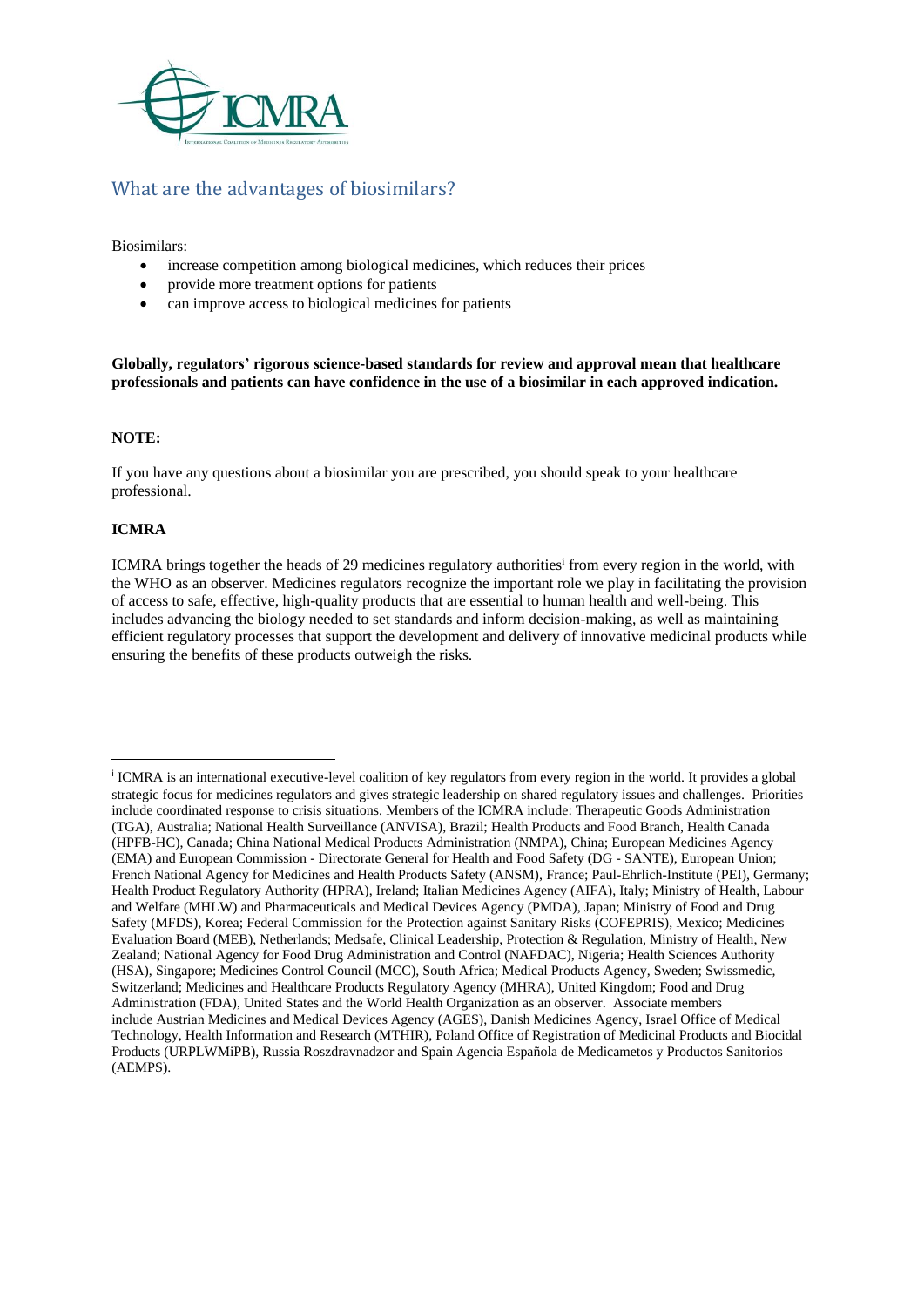## What are the advantages of biosimilars?

Biosimilars:

- increase competition among biological medicines, which reduces their prices
- provide more treatment options for patients
- can improve access to biological medicines for patients

**Globally, regulators' rigorous science-based standards for review and approval mean that healthcare professionals and patients can have confidence in the use of a biosimilar in each approved indication.**

**NOTE:**

If you have any questions about a biosimilar you are prescribed, you should speak to your healthcare professional.

**ICMRA**

ICMRA brings together the heads of 29 medicines regulatory authorities[i] from every region in the world, with the WHO as an observer. Medicines regulators recognize the important role we play in facilitating the provision of access to safe, effective, high-quality products that are essential to human health and well-being. This includes advancing the biology needed to set standards and inform decision-making, as well as maintaining efficient regulatory processes that support the development and delivery of innovative medicinal products while ensuring the benefits of these products outweigh the risks.

---

[i] ICMRA is an international executive-level coalition of key regulators from every region in the world. It provides a global strategic focus for medicines regulators and gives strategic leadership on shared regulatory issues and challenges. Priorities include coordinated response to crisis situations. Members of the ICMRA include: Therapeutic Goods Administration (TGA), Australia; National Health Surveillance (ANVISA), Brazil; Health Products and Food Branch, Health Canada (HPFB-HC), Canada; China National Medical Products Administration (NMPA), China; European Medicines Agency (EMA) and European Commission - Directorate General for Health and Food Safety (DG - SANTE), European Union; French National Agency for Medicines and Health Products Safety (ANSM), France; Paul-Ehrlich-Institute (PEI), Germany; Health Product Regulatory Authority (HPRA), Ireland; Italian Medicines Agency (AIFA), Italy; Ministry of Health, Labour and Welfare (MHLW) and Pharmaceuticals and Medical Devices Agency (PMDA), Japan; Ministry of Food and Drug Safety (MFDS), Korea; Federal Commission for the Protection against Sanitary Risks (COFEPRIS), Mexico; Medicines Evaluation Board (MEB), Netherlands; Medsafe, Clinical Leadership, Protection & Regulation, Ministry of Health, New Zealand; National Agency for Food Drug Administration and Control (NAFDAC), Nigeria; Health Sciences Authority (HSA), Singapore; Medicines Control Council (MCC), South Africa; Medical Products Agency, Sweden; Swissmedic, Switzerland; Medicines and Healthcare Products Regulatory Agency (MHRA), United Kingdom; Food and Drug Administration (FDA), United States and the World Health Organization as an observer. Associate members include Austrian Medicines and Medical Devices Agency (AGES), Danish Medicines Agency, Israel Office of Medical Technology, Health Information and Research (MTHIR), Poland Office of Registration of Medicinal Products and Biocidal Products (URPLWMiPB), Russia Roszdravnadzor and Spain Agencia Española de Medicametos y Productos Sanitorios (AEMPS).